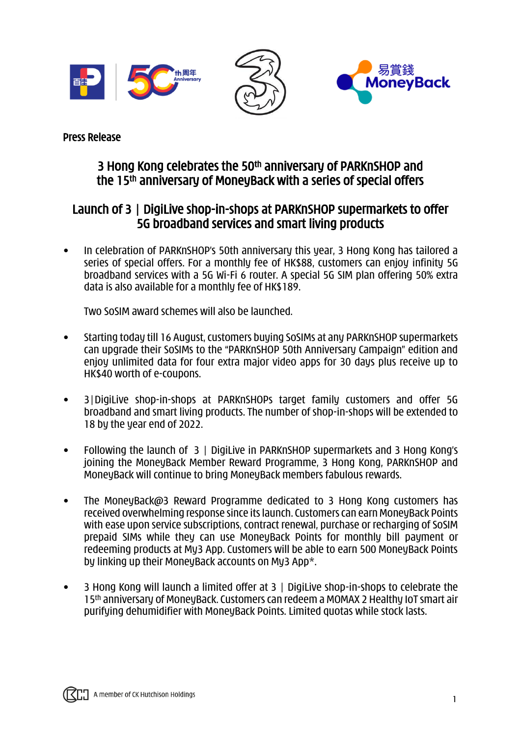Press Release

# 3 Hong Kong celebrates the 50th anniversary of PARKnSHOP and the 15th anniversary of MoneyBack with a series of special offers

## Launch of 3 | DigiLive shop-in-shops at PARKnSHOP supermarkets to offer 5G broadband services and smart living products

- In celebration of PARKnSHOP's 50th anniversary this year, 3 Hong Kong has tailored a series of special offers. For a monthly fee of HK$88, customers can enjoy infinity 5G broadband services with a 5G Wi-Fi 6 router. A special 5G SIM plan offering 50% extra data is also available for a monthly fee of HK$189.

  Two SoSIM award schemes will also be launched.

- Starting today till 16 August, customers buying SoSIMs at any PARKnSHOP supermarkets can upgrade their SoSIMs to the "PARKnSHOP 50th Anniversary Campaign" edition and enjoy unlimited data for four extra major video apps for 30 days plus receive up to HK$40 worth of e-coupons.

- 3|DigiLive shop-in-shops at PARKnSHOPs target family customers and offer 5G broadband and smart living products. The number of shop-in-shops will be extended to 18 by the year end of 2022.

- Following the launch of 3 | DigiLive in PARKnSHOP supermarkets and 3 Hong Kong's joining the MoneyBack Member Reward Programme, 3 Hong Kong, PARKnSHOP and MoneyBack will continue to bring MoneyBack members fabulous rewards.

- The MoneyBack@3 Reward Programme dedicated to 3 Hong Kong customers has received overwhelming response since its launch. Customers can earn MoneyBack Points with ease upon service subscriptions, contract renewal, purchase or recharging of SoSIM prepaid SIMs while they can use MoneyBack Points for monthly bill payment or redeeming products at My3 App. Customers will be able to earn 500 MoneyBack Points by linking up their MoneyBack accounts on My3 App*.

- 3 Hong Kong will launch a limited offer at 3 | DigiLive shop-in-shops to celebrate the 15th anniversary of MoneyBack. Customers can redeem a MOMAX 2 Healthy IoT smart air purifying dehumidifier with MoneyBack Points. Limited quotas while stock lasts.

A member of CK Hutchison Holdings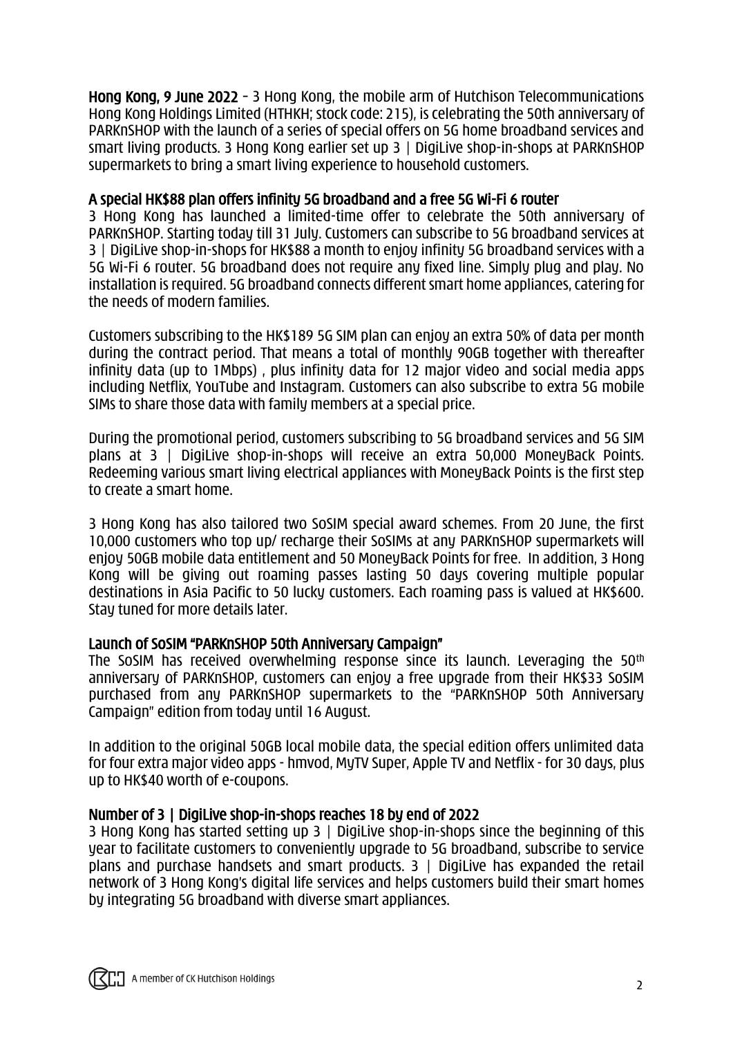**Hong Kong, 9 June 2022** – 3 Hong Kong, the mobile arm of Hutchison Telecommunications Hong Kong Holdings Limited (HTHKH; stock code: 215), is celebrating the 50th anniversary of PARKnSHOP with the launch of a series of special offers on 5G home broadband services and smart living products. 3 Hong Kong earlier set up 3 | DigiLive shop-in-shops at PARKnSHOP supermarkets to bring a smart living experience to household customers.

## A special HK$88 plan offers infinity 5G broadband and a free 5G Wi-Fi 6 router

3 Hong Kong has launched a limited-time offer to celebrate the 50th anniversary of PARKnSHOP. Starting today till 31 July. Customers can subscribe to 5G broadband services at 3 | DigiLive shop-in-shops for HK$88 a month to enjoy infinity 5G broadband services with a 5G Wi-Fi 6 router. 5G broadband does not require any fixed line. Simply plug and play. No installation is required. 5G broadband connects different smart home appliances, catering for the needs of modern families.

Customers subscribing to the HK$189 5G SIM plan can enjoy an extra 50% of data per month during the contract period. That means a total of monthly 90GB together with thereafter infinity data (up to 1Mbps) , plus infinity data for 12 major video and social media apps including Netflix, YouTube and Instagram. Customers can also subscribe to extra 5G mobile SIMs to share those data with family members at a special price.

During the promotional period, customers subscribing to 5G broadband services and 5G SIM plans at 3 | DigiLive shop-in-shops will receive an extra 50,000 MoneyBack Points. Redeeming various smart living electrical appliances with MoneyBack Points is the first step to create a smart home.

3 Hong Kong has also tailored two SoSIM special award schemes. From 20 June, the first 10,000 customers who top up/ recharge their SoSIMs at any PARKnSHOP supermarkets will enjoy 50GB mobile data entitlement and 50 MoneyBack Points for free. In addition, 3 Hong Kong will be giving out roaming passes lasting 50 days covering multiple popular destinations in Asia Pacific to 50 lucky customers. Each roaming pass is valued at HK$600. Stay tuned for more details later.

## Launch of SoSIM "PARKnSHOP 50th Anniversary Campaign"

The SoSIM has received overwhelming response since its launch. Leveraging the 50th anniversary of PARKnSHOP, customers can enjoy a free upgrade from their HK$33 SoSIM purchased from any PARKnSHOP supermarkets to the "PARKnSHOP 50th Anniversary Campaign" edition from today until 16 August.

In addition to the original 50GB local mobile data, the special edition offers unlimited data for four extra major video apps - hmvod, MyTV Super, Apple TV and Netflix - for 30 days, plus up to HK$40 worth of e-coupons.

## Number of 3 | DigiLive shop-in-shops reaches 18 by end of 2022

3 Hong Kong has started setting up 3 | DigiLive shop-in-shops since the beginning of this year to facilitate customers to conveniently upgrade to 5G broadband, subscribe to service plans and purchase handsets and smart products. 3 | DigiLive has expanded the retail network of 3 Hong Kong's digital life services and helps customers build their smart homes by integrating 5G broadband with diverse smart appliances.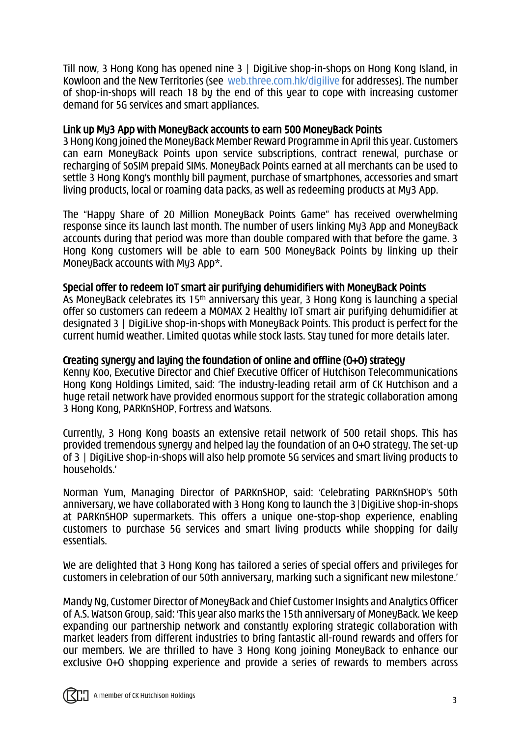Till now, 3 Hong Kong has opened nine 3 | DigiLive shop-in-shops on Hong Kong Island, in Kowloon and the New Territories (see web.three.com.hk/digilive for addresses). The number of shop-in-shops will reach 18 by the end of this year to cope with increasing customer demand for 5G services and smart appliances.

**Link up My3 App with MoneyBack accounts to earn 500 MoneyBack Points**

3 Hong Kong joined the MoneyBack Member Reward Programme in April this year. Customers can earn MoneyBack Points upon service subscriptions, contract renewal, purchase or recharging of SoSIM prepaid SIMs. MoneyBack Points earned at all merchants can be used to settle 3 Hong Kong's monthly bill payment, purchase of smartphones, accessories and smart living products, local or roaming data packs, as well as redeeming products at My3 App.

The "Happy Share of 20 Million MoneyBack Points Game" has received overwhelming response since its launch last month. The number of users linking My3 App and MoneyBack accounts during that period was more than double compared with that before the game. 3 Hong Kong customers will be able to earn 500 MoneyBack Points by linking up their MoneyBack accounts with My3 App*.

**Special offer to redeem IoT smart air purifying dehumidifiers with MoneyBack Points**

As MoneyBack celebrates its 15th anniversary this year, 3 Hong Kong is launching a special offer so customers can redeem a MOMAX 2 Healthy IoT smart air purifying dehumidifier at designated 3 | DigiLive shop-in-shops with MoneyBack Points. This product is perfect for the current humid weather. Limited quotas while stock lasts. Stay tuned for more details later.

**Creating synergy and laying the foundation of online and offline (O+O) strategy**

Kenny Koo, Executive Director and Chief Executive Officer of Hutchison Telecommunications Hong Kong Holdings Limited, said: 'The industry-leading retail arm of CK Hutchison and a huge retail network have provided enormous support for the strategic collaboration among 3 Hong Kong, PARKnSHOP, Fortress and Watsons.

Currently, 3 Hong Kong boasts an extensive retail network of 500 retail shops. This has provided tremendous synergy and helped lay the foundation of an O+O strategy. The set-up of 3 | DigiLive shop-in-shops will also help promote 5G services and smart living products to households.'

Norman Yum, Managing Director of PARKnSHOP, said: 'Celebrating PARKnSHOP's 50th anniversary, we have collaborated with 3 Hong Kong to launch the 3 | DigiLive shop-in-shops at PARKnSHOP supermarkets. This offers a unique one-stop-shop experience, enabling customers to purchase 5G services and smart living products while shopping for daily essentials.

We are delighted that 3 Hong Kong has tailored a series of special offers and privileges for customers in celebration of our 50th anniversary, marking such a significant new milestone.'

Mandy Ng, Customer Director of MoneyBack and Chief Customer Insights and Analytics Officer of A.S. Watson Group, said: 'This year also marks the 15th anniversary of MoneyBack. We keep expanding our partnership network and constantly exploring strategic collaboration with market leaders from different industries to bring fantastic all-round rewards and offers for our members. We are thrilled to have 3 Hong Kong joining MoneyBack to enhance our exclusive O+O shopping experience and provide a series of rewards to members across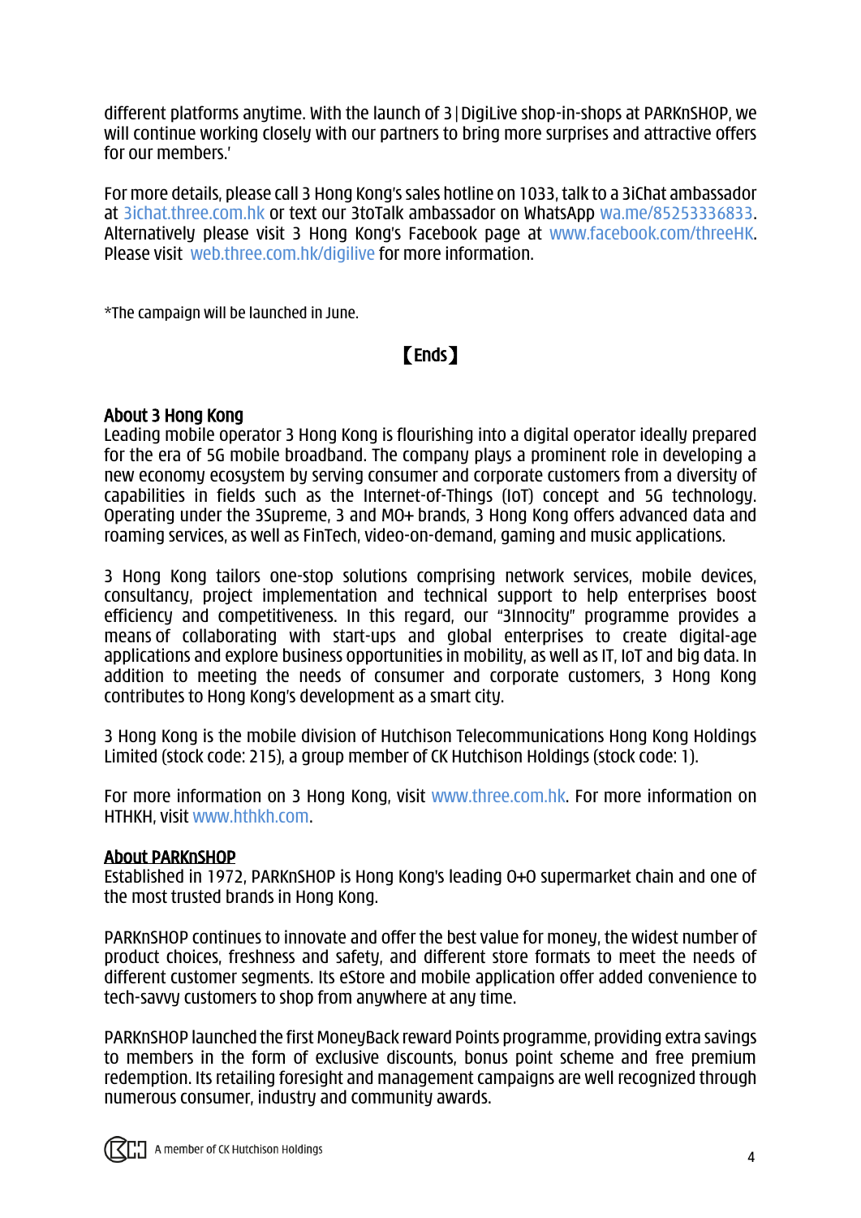different platforms anytime. With the launch of 3 | DigiLive shop-in-shops at PARKnSHOP, we will continue working closely with our partners to bring more surprises and attractive offers for our members.'

For more details, please call 3 Hong Kong's sales hotline on 1033, talk to a 3iChat ambassador at 3ichat.three.com.hk or text our 3toTalk ambassador on WhatsApp wa.me/85253336833. Alternatively please visit 3 Hong Kong's Facebook page at www.facebook.com/threeHK. Please visit web.three.com.hk/digilive for more information.

*The campaign will be launched in June.

【Ends】

**About 3 Hong Kong**

Leading mobile operator 3 Hong Kong is flourishing into a digital operator ideally prepared for the era of 5G mobile broadband. The company plays a prominent role in developing a new economy ecosystem by serving consumer and corporate customers from a diversity of capabilities in fields such as the Internet-of-Things (IoT) concept and 5G technology. Operating under the 3Supreme, 3 and MO+ brands, 3 Hong Kong offers advanced data and roaming services, as well as FinTech, video-on-demand, gaming and music applications.

3 Hong Kong tailors one-stop solutions comprising network services, mobile devices, consultancy, project implementation and technical support to help enterprises boost efficiency and competitiveness. In this regard, our "3Innocity" programme provides a means of collaborating with start-ups and global enterprises to create digital-age applications and explore business opportunities in mobility, as well as IT, IoT and big data. In addition to meeting the needs of consumer and corporate customers, 3 Hong Kong contributes to Hong Kong's development as a smart city.

3 Hong Kong is the mobile division of Hutchison Telecommunications Hong Kong Holdings Limited (stock code: 215), a group member of CK Hutchison Holdings (stock code: 1).

For more information on 3 Hong Kong, visit www.three.com.hk. For more information on HTHKH, visit www.hthkh.com.

**About PARKnSHOP**

Established in 1972, PARKnSHOP is Hong Kong's leading O+O supermarket chain and one of the most trusted brands in Hong Kong.

PARKnSHOP continues to innovate and offer the best value for money, the widest number of product choices, freshness and safety, and different store formats to meet the needs of different customer segments. Its eStore and mobile application offer added convenience to tech-savvy customers to shop from anywhere at any time.

PARKnSHOP launched the first MoneyBack reward Points programme, providing extra savings to members in the form of exclusive discounts, bonus point scheme and free premium redemption. Its retailing foresight and management campaigns are well recognized through numerous consumer, industry and community awards.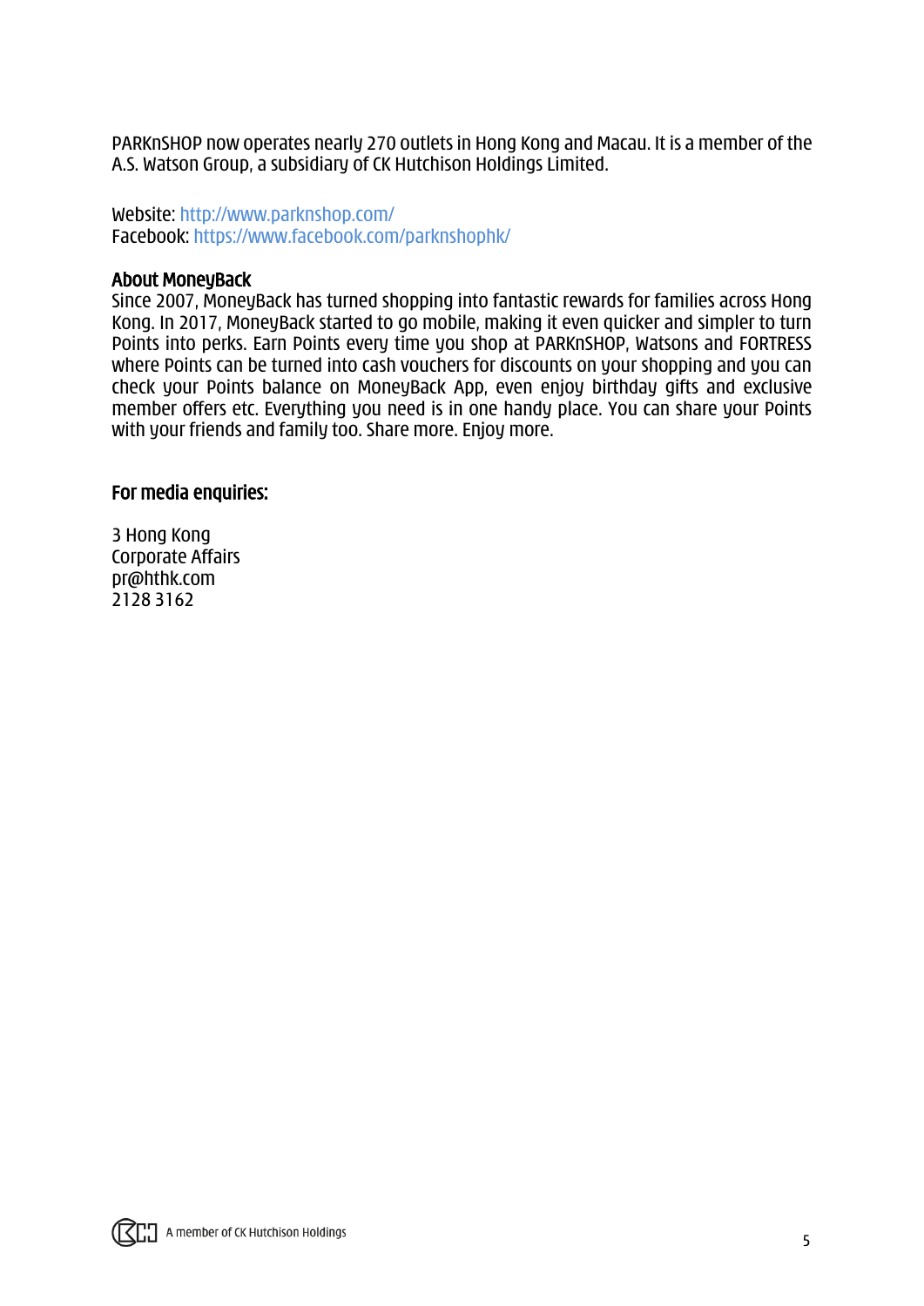PARKnSHOP now operates nearly 270 outlets in Hong Kong and Macau. It is a member of the A.S. Watson Group, a subsidiary of CK Hutchison Holdings Limited.

Website: http://www.parknshop.com/
Facebook: https://www.facebook.com/parknshophk/

**About MoneyBack**
Since 2007, MoneyBack has turned shopping into fantastic rewards for families across Hong Kong. In 2017, MoneyBack started to go mobile, making it even quicker and simpler to turn Points into perks. Earn Points every time you shop at PARKnSHOP, Watsons and FORTRESS where Points can be turned into cash vouchers for discounts on your shopping and you can check your Points balance on MoneyBack App, even enjoy birthday gifts and exclusive member offers etc. Everything you need is in one handy place. You can share your Points with your friends and family too. Share more. Enjoy more.

**For media enquiries:**

3 Hong Kong
Corporate Affairs
pr@hthk.com
2128 3162